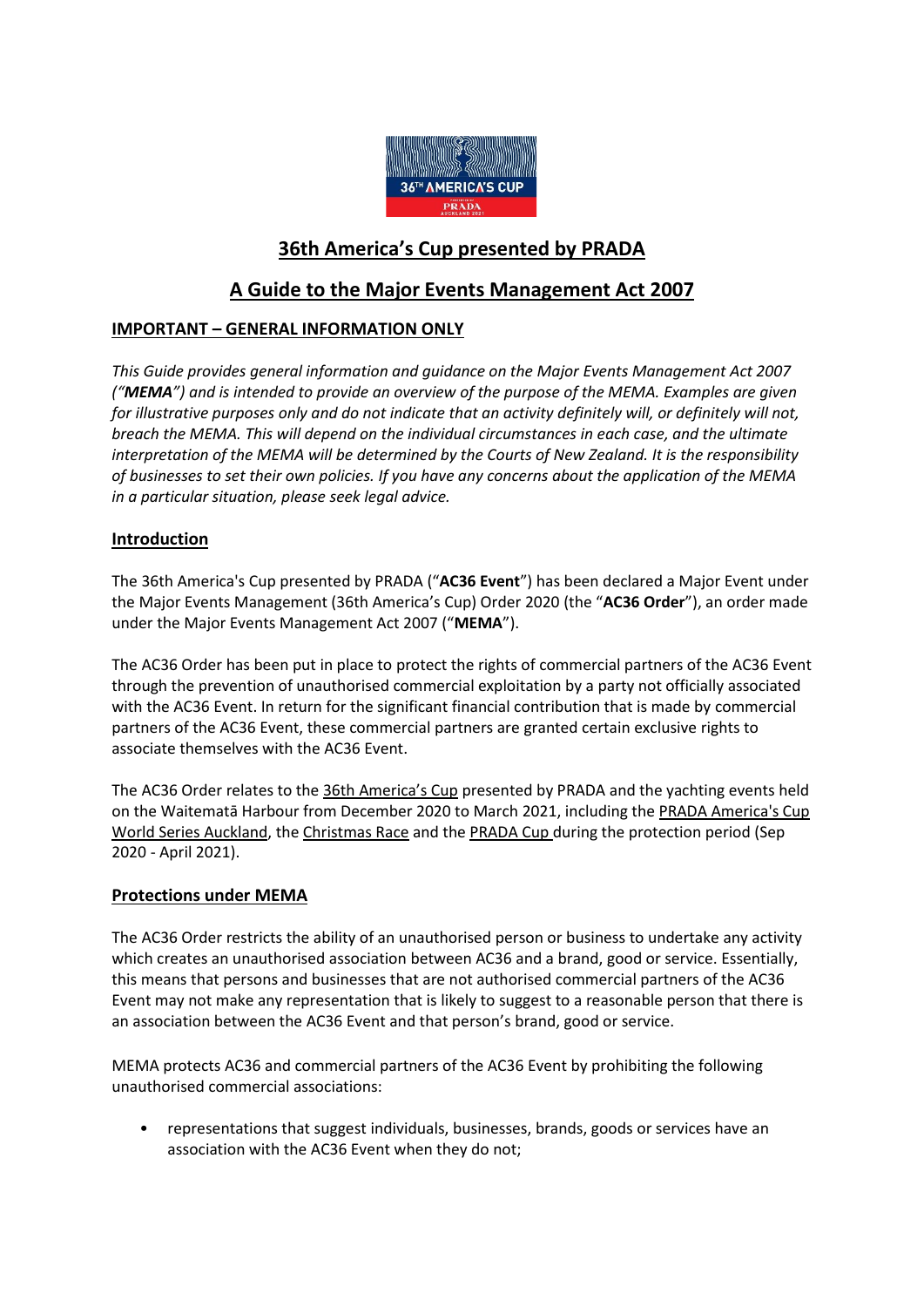# 36th America's Cup presented by PRADA

## A Guide to the Major Events Management Act 2007

### IMPORTANT – GENERAL INFORMATION ONLY

*This Guide provides general information and guidance on the Major Events Management Act 2007 ("**MEMA**") and is intended to provide an overview of the purpose of the MEMA. Examples are given for illustrative purposes only and do not indicate that an activity definitely will, or definitely will not, breach the MEMA. This will depend on the individual circumstances in each case, and the ultimate interpretation of the MEMA will be determined by the Courts of New Zealand. It is the responsibility of businesses to set their own policies. If you have any concerns about the application of the MEMA in a particular situation, please seek legal advice.*

### Introduction

The 36th America's Cup presented by PRADA ("**AC36 Event**") has been declared a Major Event under the Major Events Management (36th America's Cup) Order 2020 (the "**AC36 Order**"), an order made under the Major Events Management Act 2007 ("**MEMA**").

The AC36 Order has been put in place to protect the rights of commercial partners of the AC36 Event through the prevention of unauthorised commercial exploitation by a party not officially associated with the AC36 Event. In return for the significant financial contribution that is made by commercial partners of the AC36 Event, these commercial partners are granted certain exclusive rights to associate themselves with the AC36 Event.

The AC36 Order relates to the 36th America's Cup presented by PRADA and the yachting events held on the Waitematā Harbour from December 2020 to March 2021, including the PRADA America's Cup World Series Auckland, the Christmas Race and the PRADA Cup during the protection period (Sep 2020 - April 2021).

### Protections under MEMA

The AC36 Order restricts the ability of an unauthorised person or business to undertake any activity which creates an unauthorised association between AC36 and a brand, good or service. Essentially, this means that persons and businesses that are not authorised commercial partners of the AC36 Event may not make any representation that is likely to suggest to a reasonable person that there is an association between the AC36 Event and that person's brand, good or service.

MEMA protects AC36 and commercial partners of the AC36 Event by prohibiting the following unauthorised commercial associations:

- representations that suggest individuals, businesses, brands, goods or services have an association with the AC36 Event when they do not;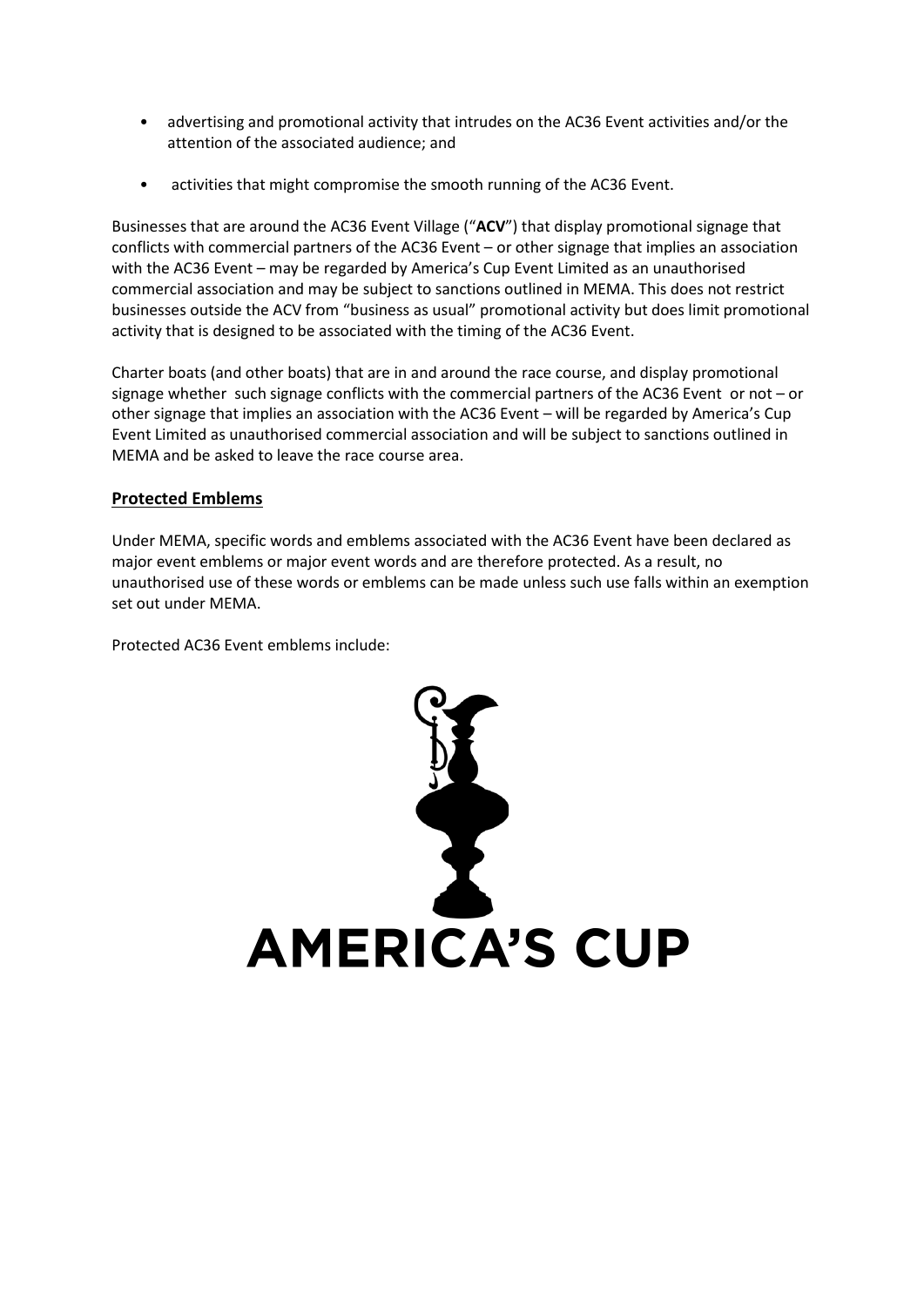- advertising and promotional activity that intrudes on the AC36 Event activities and/or the attention of the associated audience; and
- activities that might compromise the smooth running of the AC36 Event.

Businesses that are around the AC36 Event Village ("**ACV**") that display promotional signage that conflicts with commercial partners of the AC36 Event – or other signage that implies an association with the AC36 Event – may be regarded by America's Cup Event Limited as an unauthorised commercial association and may be subject to sanctions outlined in MEMA. This does not restrict businesses outside the ACV from "business as usual" promotional activity but does limit promotional activity that is designed to be associated with the timing of the AC36 Event.

Charter boats (and other boats) that are in and around the race course, and display promotional signage whether such signage conflicts with the commercial partners of the AC36 Event or not – or other signage that implies an association with the AC36 Event – will be regarded by America's Cup Event Limited as unauthorised commercial association and will be subject to sanctions outlined in MEMA and be asked to leave the race course area.

## Protected Emblems

Under MEMA, specific words and emblems associated with the AC36 Event have been declared as major event emblems or major event words and are therefore protected. As a result, no unauthorised use of these words or emblems can be made unless such use falls within an exemption set out under MEMA.

Protected AC36 Event emblems include:

AMERICA'S CUP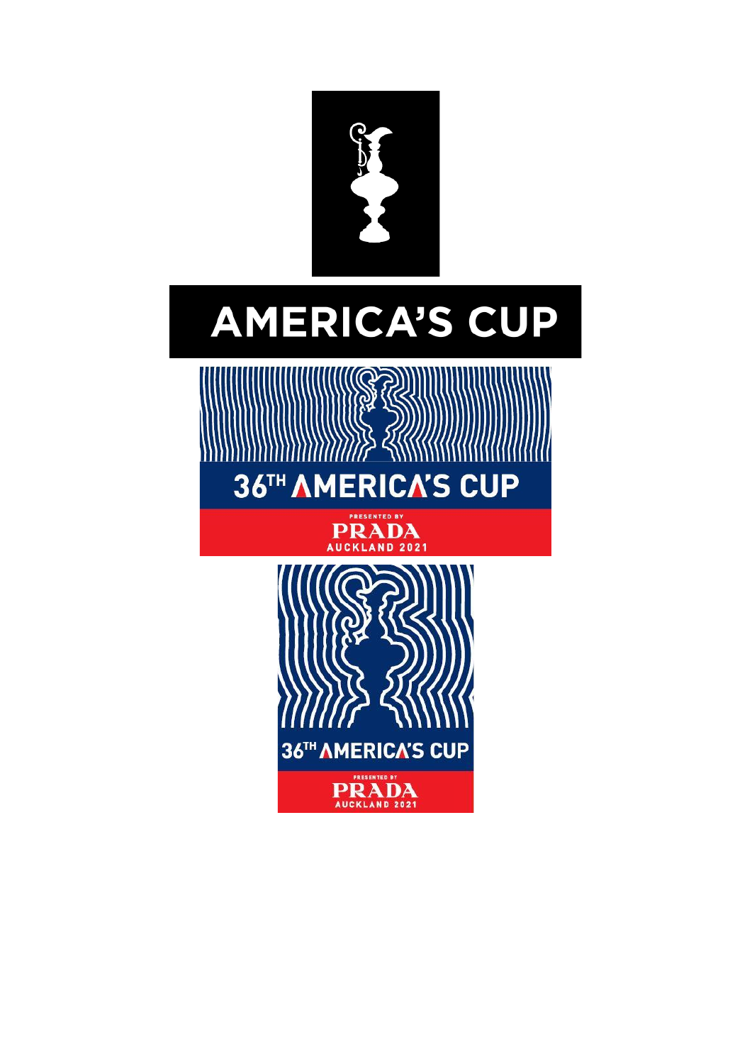AMERICA'S CUP

36TH AMERICA'S CUP

PRESENTED BY

PRADA

AUCKLAND 2021

36TH AMERICA'S CUP

PRESENTED BY

PRADA

AUCKLAND 2021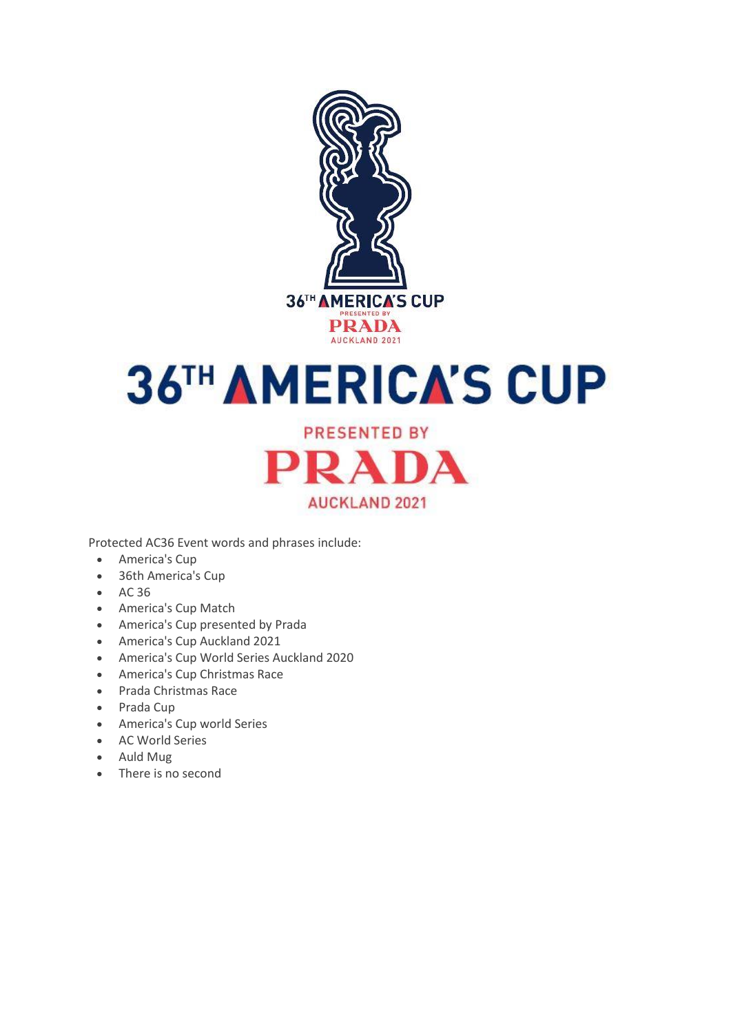36TH AMERICA'S CUP

PRESENTED BY

PRADA

AUCKLAND 2021

Protected AC36 Event words and phrases include:

- America's Cup
- 36th America's Cup
- AC 36
- America's Cup Match
- America's Cup presented by Prada
- America's Cup Auckland 2021
- America's Cup World Series Auckland 2020
- America's Cup Christmas Race
- Prada Christmas Race
- Prada Cup
- America's Cup world Series
- AC World Series
- Auld Mug
- There is no second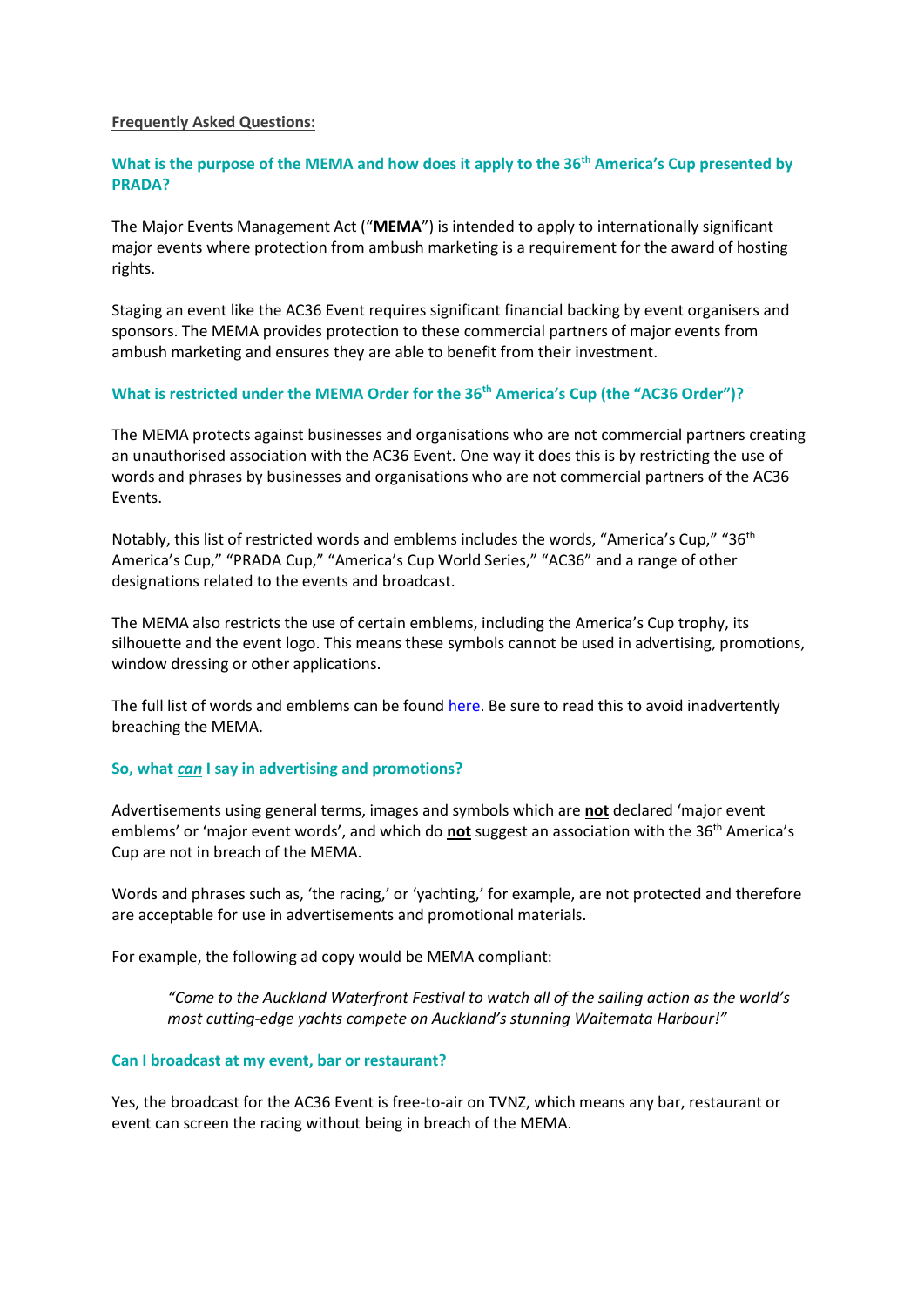**Frequently Asked Questions:**

### What is the purpose of the MEMA and how does it apply to the 36th America's Cup presented by PRADA?

The Major Events Management Act ("**MEMA**") is intended to apply to internationally significant major events where protection from ambush marketing is a requirement for the award of hosting rights.

Staging an event like the AC36 Event requires significant financial backing by event organisers and sponsors. The MEMA provides protection to these commercial partners of major events from ambush marketing and ensures they are able to benefit from their investment.

### What is restricted under the MEMA Order for the 36th America's Cup (the "AC36 Order")?

The MEMA protects against businesses and organisations who are not commercial partners creating an unauthorised association with the AC36 Event. One way it does this is by restricting the use of words and phrases by businesses and organisations who are not commercial partners of the AC36 Events.

Notably, this list of restricted words and emblems includes the words, "America's Cup," "36th America's Cup," "PRADA Cup," "America's Cup World Series," "AC36" and a range of other designations related to the events and broadcast.

The MEMA also restricts the use of certain emblems, including the America's Cup trophy, its silhouette and the event logo. This means these symbols cannot be used in advertising, promotions, window dressing or other applications.

The full list of words and emblems can be found here. Be sure to read this to avoid inadvertently breaching the MEMA.

### So, what *can* I say in advertising and promotions?

Advertisements using general terms, images and symbols which are **not** declared 'major event emblems' or 'major event words', and which do **not** suggest an association with the 36th America's Cup are not in breach of the MEMA.

Words and phrases such as, 'the racing,' or 'yachting,' for example, are not protected and therefore are acceptable for use in advertisements and promotional materials.

For example, the following ad copy would be MEMA compliant:

> *"Come to the Auckland Waterfront Festival to watch all of the sailing action as the world's most cutting-edge yachts compete on Auckland's stunning Waitemata Harbour!"*

### Can I broadcast at my event, bar or restaurant?

Yes, the broadcast for the AC36 Event is free-to-air on TVNZ, which means any bar, restaurant or event can screen the racing without being in breach of the MEMA.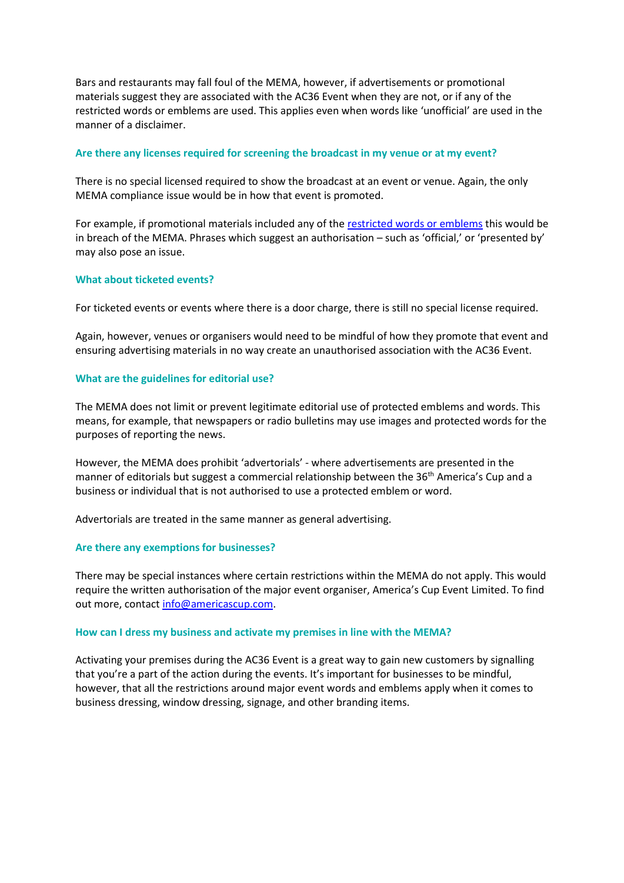Bars and restaurants may fall foul of the MEMA, however, if advertisements or promotional materials suggest they are associated with the AC36 Event when they are not, or if any of the restricted words or emblems are used. This applies even when words like 'unofficial' are used in the manner of a disclaimer.

### Are there any licenses required for screening the broadcast in my venue or at my event?

There is no special licensed required to show the broadcast at an event or venue. Again, the only MEMA compliance issue would be in how that event is promoted.

For example, if promotional materials included any of the [restricted words or emblems](restricted words or emblems) this would be in breach of the MEMA. Phrases which suggest an authorisation – such as 'official,' or 'presented by' may also pose an issue.

### What about ticketed events?

For ticketed events or events where there is a door charge, there is still no special license required.

Again, however, venues or organisers would need to be mindful of how they promote that event and ensuring advertising materials in no way create an unauthorised association with the AC36 Event.

### What are the guidelines for editorial use?

The MEMA does not limit or prevent legitimate editorial use of protected emblems and words. This means, for example, that newspapers or radio bulletins may use images and protected words for the purposes of reporting the news.

However, the MEMA does prohibit 'advertorials' - where advertisements are presented in the manner of editorials but suggest a commercial relationship between the 36th America's Cup and a business or individual that is not authorised to use a protected emblem or word.

Advertorials are treated in the same manner as general advertising.

### Are there any exemptions for businesses?

There may be special instances where certain restrictions within the MEMA do not apply. This would require the written authorisation of the major event organiser, America's Cup Event Limited. To find out more, contact [info@americascup.com](mailto:info@americascup.com).

### How can I dress my business and activate my premises in line with the MEMA?

Activating your premises during the AC36 Event is a great way to gain new customers by signalling that you're a part of the action during the events. It's important for businesses to be mindful, however, that all the restrictions around major event words and emblems apply when it comes to business dressing, window dressing, signage, and other branding items.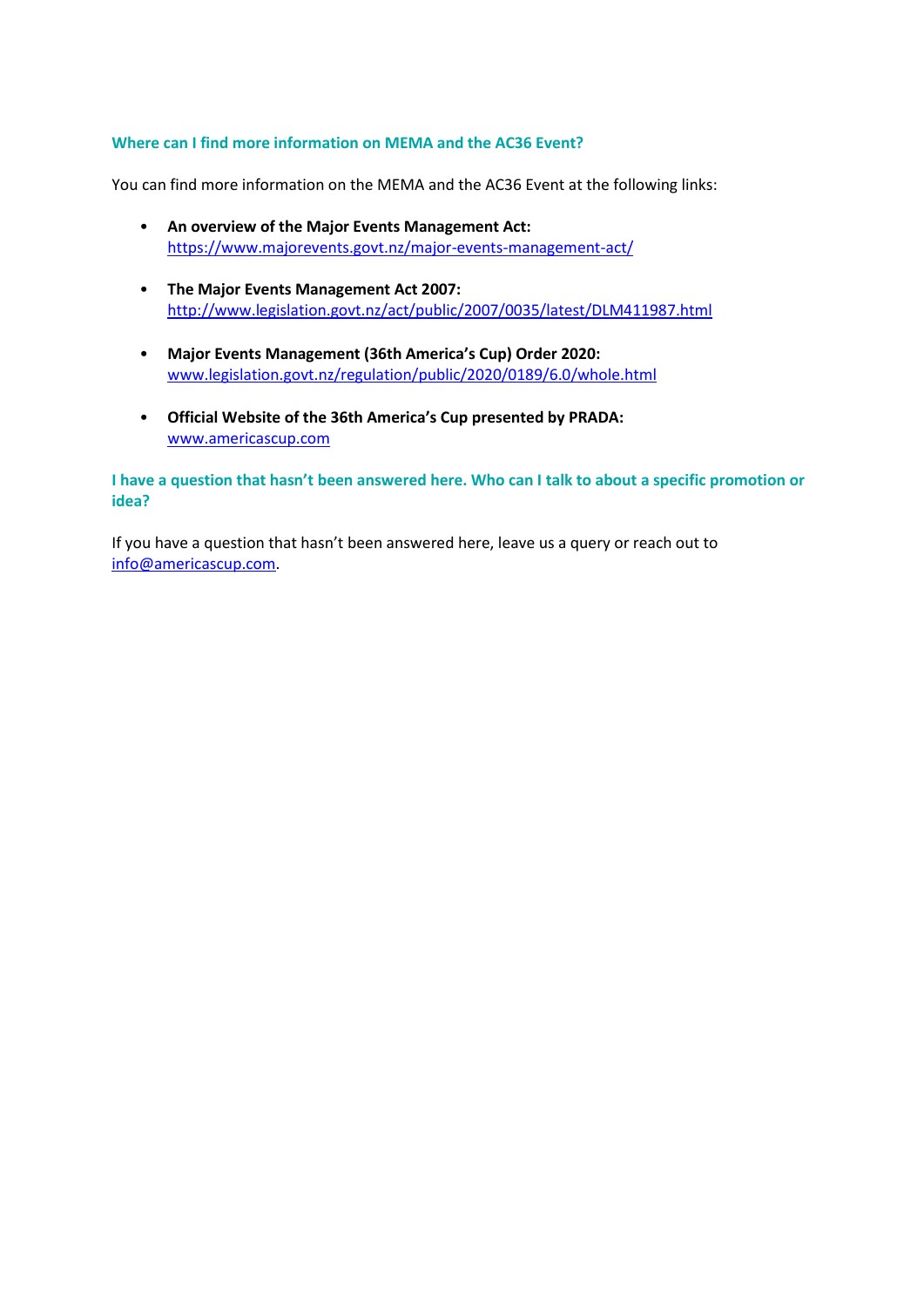### Where can I find more information on MEMA and the AC36 Event?

You can find more information on the MEMA and the AC36 Event at the following links:

- **An overview of the Major Events Management Act:**
  https://www.majorevents.govt.nz/major-events-management-act/

- **The Major Events Management Act 2007:**
  http://www.legislation.govt.nz/act/public/2007/0035/latest/DLM411987.html

- **Major Events Management (36th America's Cup) Order 2020:**
  www.legislation.govt.nz/regulation/public/2020/0189/6.0/whole.html

- **Official Website of the 36th America's Cup presented by PRADA:**
  www.americascup.com

### I have a question that hasn't been answered here. Who can I talk to about a specific promotion or idea?

If you have a question that hasn't been answered here, leave us a query or reach out to info@americascup.com.